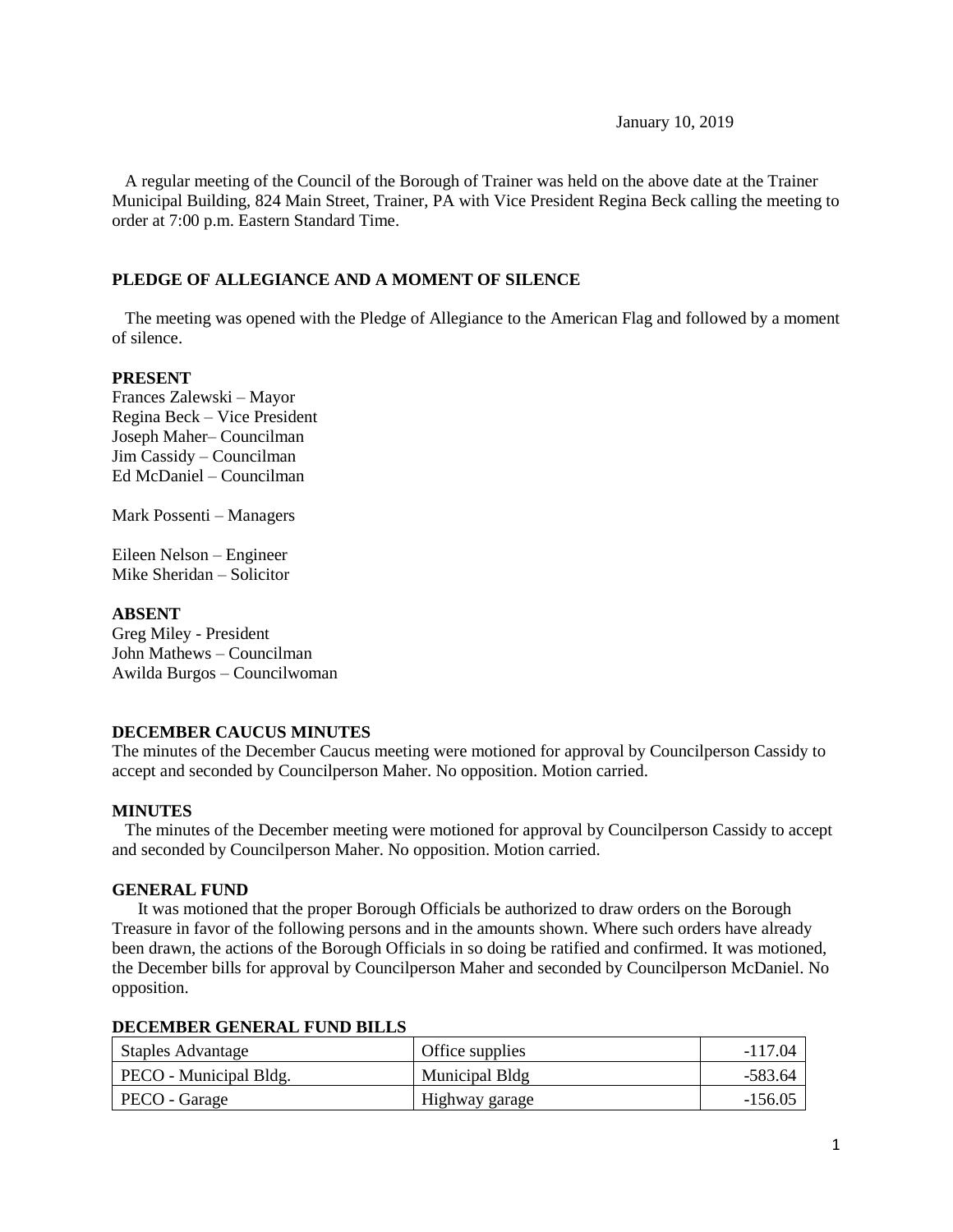January 10, 2019

A regular meeting of the Council of the Borough of Trainer was held on the above date at the Trainer Municipal Building, 824 Main Street, Trainer, PA with Vice President Regina Beck calling the meeting to order at 7:00 p.m. Eastern Standard Time.

**PLEDGE OF ALLEGIANCE AND A MOMENT OF SILENCE**

The meeting was opened with the Pledge of Allegiance to the American Flag and followed by a moment of silence.

**PRESENT**

Frances Zalewski – Mayor
Regina Beck – Vice President
Joseph Maher– Councilman
Jim Cassidy – Councilman
Ed McDaniel – Councilman

Mark Possenti – Managers

Eileen Nelson – Engineer
Mike Sheridan – Solicitor

**ABSENT**

Greg Miley - President
John Mathews – Councilman
Awilda Burgos – Councilwoman

**DECEMBER CAUCUS MINUTES**

The minutes of the December Caucus meeting were motioned for approval by Councilperson Cassidy to accept and seconded by Councilperson Maher. No opposition. Motion carried.

**MINUTES**

The minutes of the December meeting were motioned for approval by Councilperson Cassidy to accept and seconded by Councilperson Maher. No opposition. Motion carried.

**GENERAL FUND**

It was motioned that the proper Borough Officials be authorized to draw orders on the Borough Treasure in favor of the following persons and in the amounts shown. Where such orders have already been drawn, the actions of the Borough Officials in so doing be ratified and confirmed. It was motioned, the December bills for approval by Councilperson Maher and seconded by Councilperson McDaniel. No opposition.

**DECEMBER GENERAL FUND BILLS**

| | | |
|---|---|---|
| Staples Advantage | Office supplies | -117.04 |
| PECO - Municipal Bldg. | Municipal Bldg | -583.64 |
| PECO - Garage | Highway garage | -156.05 |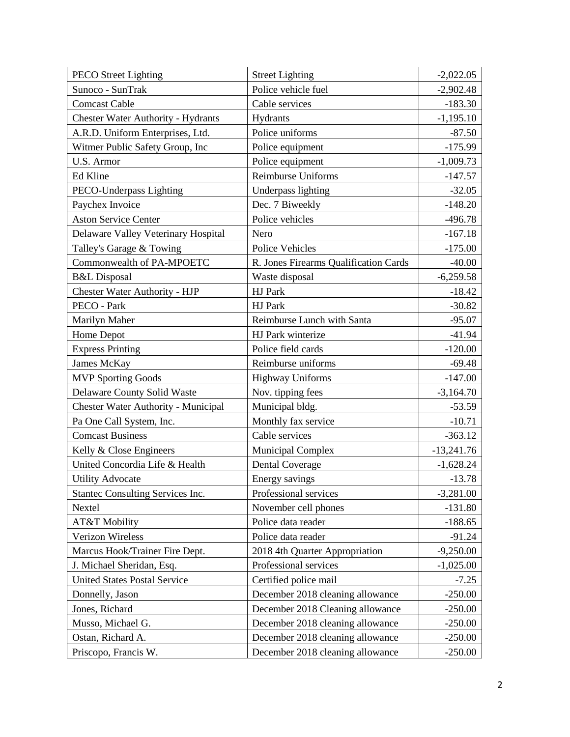| | | |
|---|---|---|
| PECO Street Lighting | Street Lighting | -2,022.05 |
| Sunoco - SunTrak | Police vehicle fuel | -2,902.48 |
| Comcast Cable | Cable services | -183.30 |
| Chester Water Authority - Hydrants | Hydrants | -1,195.10 |
| A.R.D. Uniform Enterprises, Ltd. | Police uniforms | -87.50 |
| Witmer Public Safety Group, Inc | Police equipment | -175.99 |
| U.S. Armor | Police equipment | -1,009.73 |
| Ed Kline | Reimburse Uniforms | -147.57 |
| PECO-Underpass Lighting | Underpass lighting | -32.05 |
| Paychex Invoice | Dec. 7 Biweekly | -148.20 |
| Aston Service Center | Police vehicles | -496.78 |
| Delaware Valley Veterinary Hospital | Nero | -167.18 |
| Talley's Garage & Towing | Police Vehicles | -175.00 |
| Commonwealth of PA-MPOETC | R. Jones Firearms Qualification Cards | -40.00 |
| B&L Disposal | Waste disposal | -6,259.58 |
| Chester Water Authority - HJP | HJ Park | -18.42 |
| PECO - Park | HJ Park | -30.82 |
| Marilyn Maher | Reimburse Lunch with Santa | -95.07 |
| Home Depot | HJ Park winterize | -41.94 |
| Express Printing | Police field cards | -120.00 |
| James McKay | Reimburse uniforms | -69.48 |
| MVP Sporting Goods | Highway Uniforms | -147.00 |
| Delaware County Solid Waste | Nov. tipping fees | -3,164.70 |
| Chester Water Authority - Municipal | Municipal bldg. | -53.59 |
| Pa One Call System, Inc. | Monthly fax service | -10.71 |
| Comcast Business | Cable services | -363.12 |
| Kelly & Close Engineers | Municipal Complex | -13,241.76 |
| United Concordia Life & Health | Dental Coverage | -1,628.24 |
| Utility Advocate | Energy savings | -13.78 |
| Stantec Consulting Services Inc. | Professional services | -3,281.00 |
| Nextel | November cell phones | -131.80 |
| AT&T Mobility | Police data reader | -188.65 |
| Verizon Wireless | Police data reader | -91.24 |
| Marcus Hook/Trainer Fire Dept. | 2018 4th Quarter Appropriation | -9,250.00 |
| J. Michael Sheridan, Esq. | Professional services | -1,025.00 |
| United States Postal Service | Certified police mail | -7.25 |
| Donnelly, Jason | December 2018 cleaning allowance | -250.00 |
| Jones, Richard | December 2018 Cleaning allowance | -250.00 |
| Musso, Michael G. | December 2018 cleaning allowance | -250.00 |
| Ostan, Richard A. | December 2018 cleaning allowance | -250.00 |
| Priscopo, Francis W. | December 2018 cleaning allowance | -250.00 |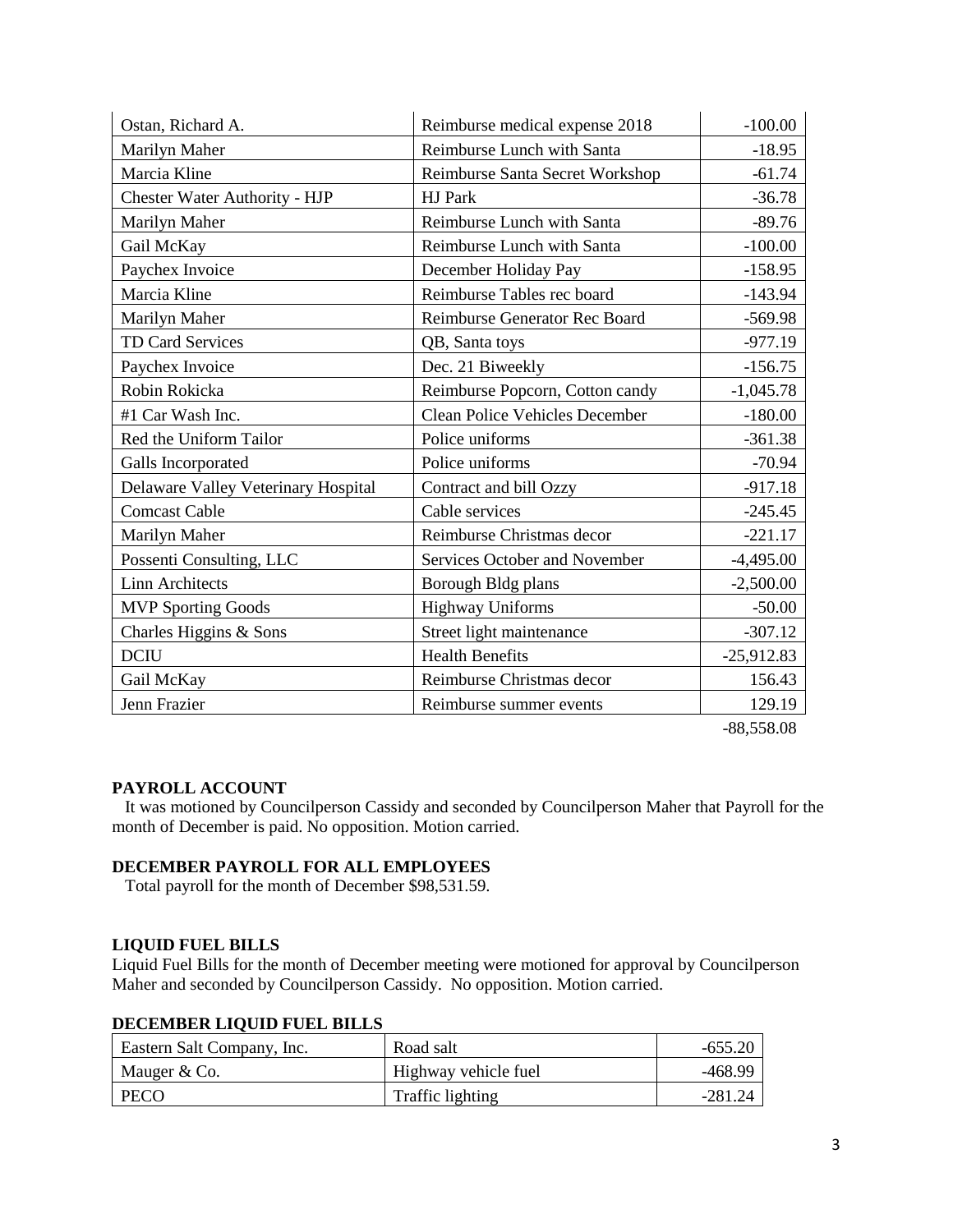| | | |
|---|---|---|
| Ostan, Richard A. | Reimburse medical expense 2018 | -100.00 |
| Marilyn Maher | Reimburse Lunch with Santa | -18.95 |
| Marcia Kline | Reimburse Santa Secret Workshop | -61.74 |
| Chester Water Authority - HJP | HJ Park | -36.78 |
| Marilyn Maher | Reimburse Lunch with Santa | -89.76 |
| Gail McKay | Reimburse Lunch with Santa | -100.00 |
| Paychex Invoice | December Holiday Pay | -158.95 |
| Marcia Kline | Reimburse Tables rec board | -143.94 |
| Marilyn Maher | Reimburse Generator Rec Board | -569.98 |
| TD Card Services | QB, Santa toys | -977.19 |
| Paychex Invoice | Dec. 21 Biweekly | -156.75 |
| Robin Rokicka | Reimburse Popcorn, Cotton candy | -1,045.78 |
| #1 Car Wash Inc. | Clean Police Vehicles December | -180.00 |
| Red the Uniform Tailor | Police uniforms | -361.38 |
| Galls Incorporated | Police uniforms | -70.94 |
| Delaware Valley Veterinary Hospital | Contract and bill Ozzy | -917.18 |
| Comcast Cable | Cable services | -245.45 |
| Marilyn Maher | Reimburse Christmas decor | -221.17 |
| Possenti Consulting, LLC | Services October and November | -4,495.00 |
| Linn Architects | Borough Bldg plans | -2,500.00 |
| MVP Sporting Goods | Highway Uniforms | -50.00 |
| Charles Higgins & Sons | Street light maintenance | -307.12 |
| DCIU | Health Benefits | -25,912.83 |
| Gail McKay | Reimburse Christmas decor | 156.43 |
| Jenn Frazier | Reimburse summer events | 129.19 |
| | | -88,558.08 |

**PAYROLL ACCOUNT**

It was motioned by Councilperson Cassidy and seconded by Councilperson Maher that Payroll for the month of December is paid. No opposition. Motion carried.

**DECEMBER PAYROLL FOR ALL EMPLOYEES**

Total payroll for the month of December $98,531.59.

**LIQUID FUEL BILLS**

Liquid Fuel Bills for the month of December meeting were motioned for approval by Councilperson Maher and seconded by Councilperson Cassidy. No opposition. Motion carried.

**DECEMBER LIQUID FUEL BILLS**

| | | |
|---|---|---|
| Eastern Salt Company, Inc. | Road salt | -655.20 |
| Mauger & Co. | Highway vehicle fuel | -468.99 |
| PECO | Traffic lighting | -281.24 |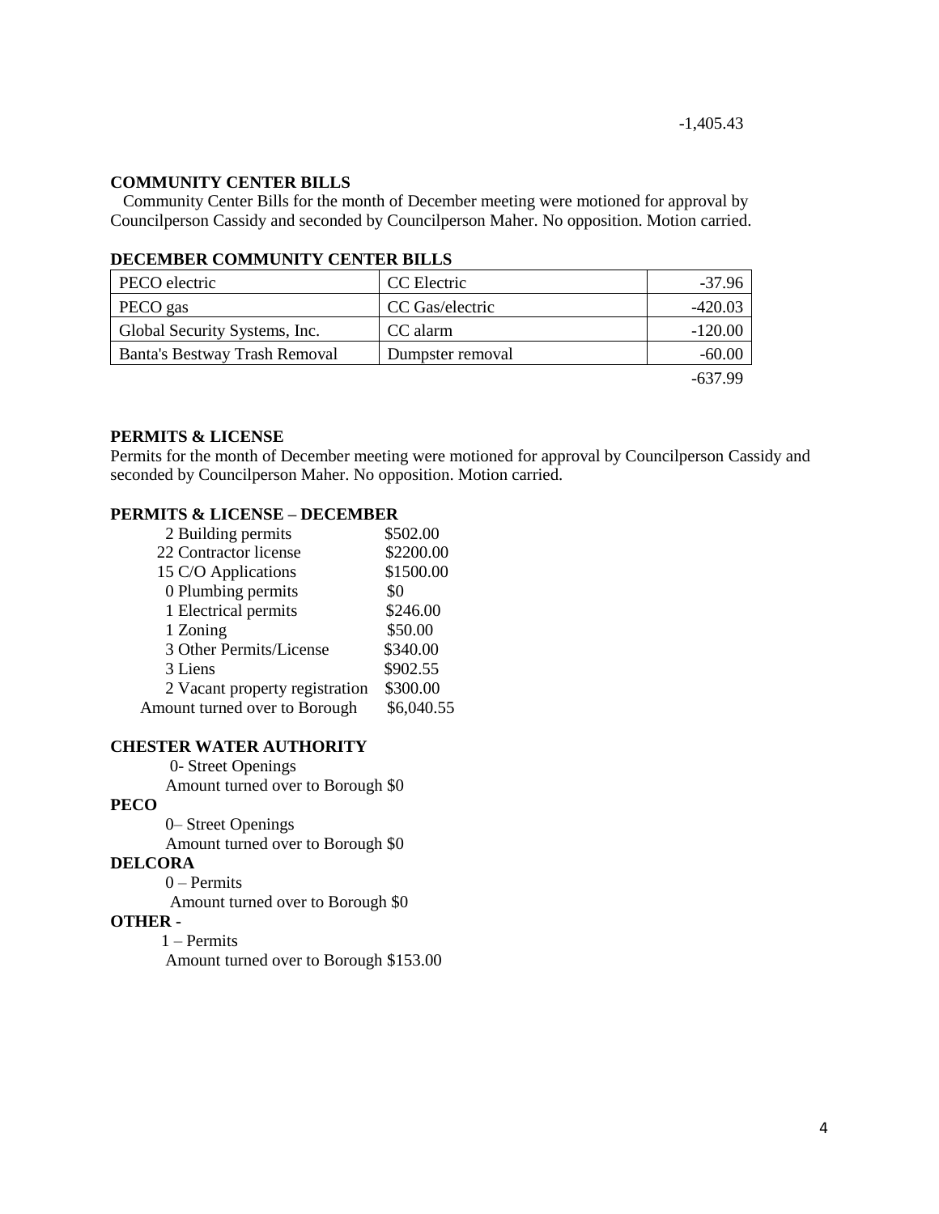-1,405.43

**COMMUNITY CENTER BILLS**

Community Center Bills for the month of December meeting were motioned for approval by Councilperson Cassidy and seconded by Councilperson Maher. No opposition. Motion carried.

**DECEMBER COMMUNITY CENTER BILLS**

| | | |
|---|---|---|
| PECO electric | CC Electric | -37.96 |
| PECO gas | CC Gas/electric | -420.03 |
| Global Security Systems, Inc. | CC alarm | -120.00 |
| Banta's Bestway Trash Removal | Dumpster removal | -60.00 |
| | | -637.99 |

**PERMITS & LICENSE**

Permits for the month of December meeting were motioned for approval by Councilperson Cassidy and seconded by Councilperson Maher. No opposition. Motion carried.

**PERMITS & LICENSE – DECEMBER**

| | |
|---|---|
| 2 Building permits | $502.00 |
| 22 Contractor license | $2200.00 |
| 15 C/O Applications | $1500.00 |
| 0 Plumbing permits | $0 |
| 1 Electrical permits | $246.00 |
| 1 Zoning | $50.00 |
| 3 Other Permits/License | $340.00 |
| 3 Liens | $902.55 |
| 2 Vacant property registration | $300.00 |
| Amount turned over to Borough | $6,040.55 |

**CHESTER WATER AUTHORITY**

0- Street Openings

Amount turned over to Borough $0

**PECO**

0– Street Openings

Amount turned over to Borough $0

**DELCORA**

0 – Permits

Amount turned over to Borough $0

**OTHER -**

1 – Permits

Amount turned over to Borough $153.00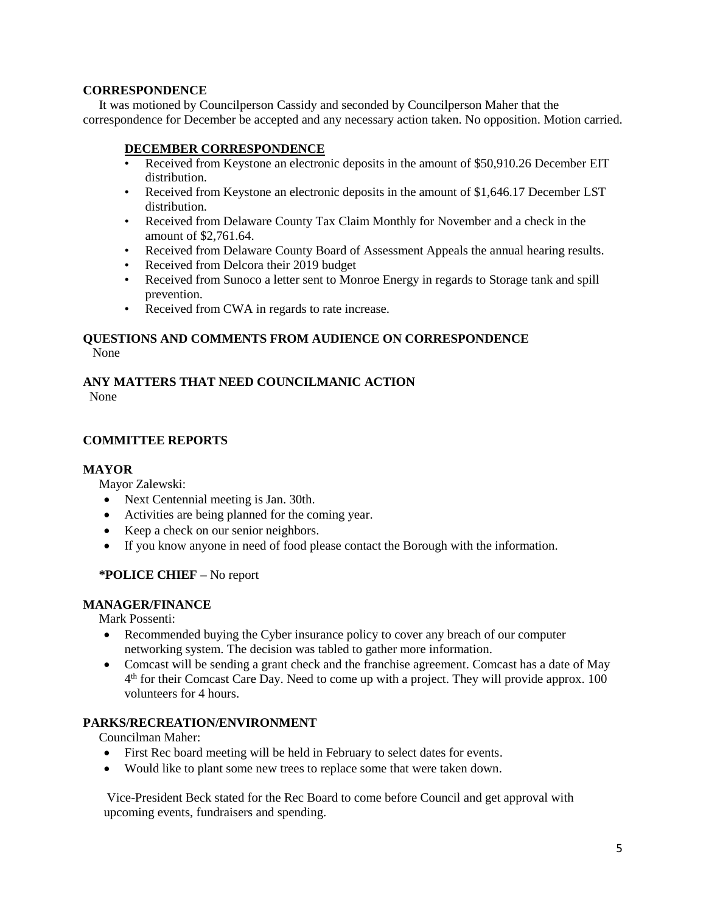## CORRESPONDENCE

It was motioned by Councilperson Cassidy and seconded by Councilperson Maher that the correspondence for December be accepted and any necessary action taken. No opposition. Motion carried.

### DECEMBER CORRESPONDENCE

- Received from Keystone an electronic deposits in the amount of $50,910.26 December EIT distribution.
- Received from Keystone an electronic deposits in the amount of $1,646.17 December LST distribution.
- Received from Delaware County Tax Claim Monthly for November and a check in the amount of $2,761.64.
- Received from Delaware County Board of Assessment Appeals the annual hearing results.
- Received from Delcora their 2019 budget
- Received from Sunoco a letter sent to Monroe Energy in regards to Storage tank and spill prevention.
- Received from CWA in regards to rate increase.

## QUESTIONS AND COMMENTS FROM AUDIENCE ON CORRESPONDENCE

None

## ANY MATTERS THAT NEED COUNCILMANIC ACTION

None

## COMMITTEE REPORTS

### MAYOR

Mayor Zalewski:

- Next Centennial meeting is Jan. 30th.
- Activities are being planned for the coming year.
- Keep a check on our senior neighbors.
- If you know anyone in need of food please contact the Borough with the information.

**\*POLICE CHIEF –** No report

### MANAGER/FINANCE

Mark Possenti:

- Recommended buying the Cyber insurance policy to cover any breach of our computer networking system. The decision was tabled to gather more information.
- Comcast will be sending a grant check and the franchise agreement. Comcast has a date of May 4th for their Comcast Care Day. Need to come up with a project. They will provide approx. 100 volunteers for 4 hours.

### PARKS/RECREATION/ENVIRONMENT

Councilman Maher:

- First Rec board meeting will be held in February to select dates for events.
- Would like to plant some new trees to replace some that were taken down.

Vice-President Beck stated for the Rec Board to come before Council and get approval with upcoming events, fundraisers and spending.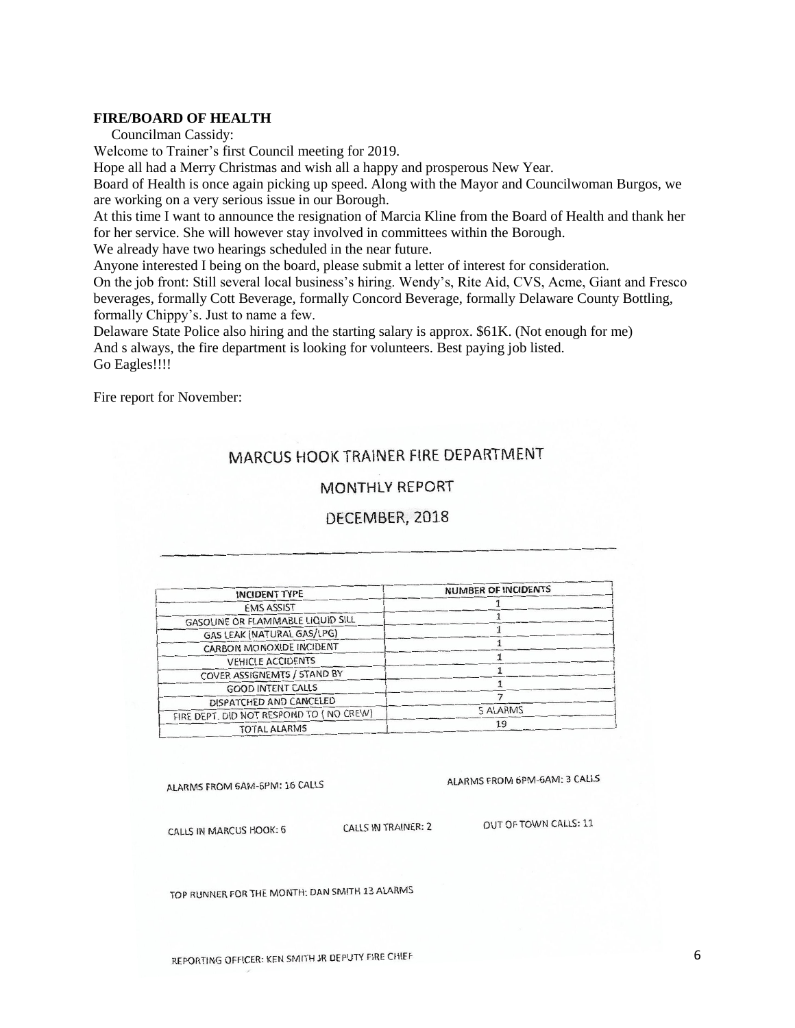**FIRE/BOARD OF HEALTH**

Councilman Cassidy:

Welcome to Trainer's first Council meeting for 2019.

Hope all had a Merry Christmas and wish all a happy and prosperous New Year.

Board of Health is once again picking up speed. Along with the Mayor and Councilwoman Burgos, we are working on a very serious issue in our Borough.

At this time I want to announce the resignation of Marcia Kline from the Board of Health and thank her for her service. She will however stay involved in committees within the Borough.

We already have two hearings scheduled in the near future.

Anyone interested I being on the board, please submit a letter of interest for consideration.

On the job front: Still several local business's hiring. Wendy's, Rite Aid, CVS, Acme, Giant and Fresco beverages, formally Cott Beverage, formally Concord Beverage, formally Delaware County Bottling, formally Chippy's. Just to name a few.

Delaware State Police also hiring and the starting salary is approx. $61K. (Not enough for me)

And s always, the fire department is looking for volunteers. Best paying job listed.

Go Eagles!!!!

Fire report for November:

MARCUS HOOK TRAINER FIRE DEPARTMENT

MONTHLY REPORT

DECEMBER, 2018

| INCIDENT TYPE | NUMBER OF INCIDENTS |
|---|---|
| EMS ASSIST | 1 |
| GASOLINE OR FLAMMABLE LIQUID SILL | 1 |
| GAS LEAK (NATURAL GAS/LPG) | 1 |
| CARBON MONOXIDE INCIDENT | 1 |
| VEHICLE ACCIDENTS | 1 |
| COVER ASSIGNEMTS / STAND BY | 1 |
| GOOD INTENT CALLS | 1 |
| DISPATCHED AND CANCELED | 7 |
| FIRE DEPT. DID NOT RESPOND TO ( NO CREW) | 5 ALARMS |
| TOTAL ALARMS | 19 |

ALARMS FROM 6AM-6PM: 16 CALLS

ALARMS FROM 6PM-6AM: 3 CALLS

CALLS IN MARCUS HOOK: 6

CALLS IN TRAINER: 2

OUT OF TOWN CALLS: 11

TOP RUNNER FOR THE MONTH: DAN SMITH 13 ALARMS

REPORTING OFFICER: KEN SMITH JR DEPUTY FIRE CHIEF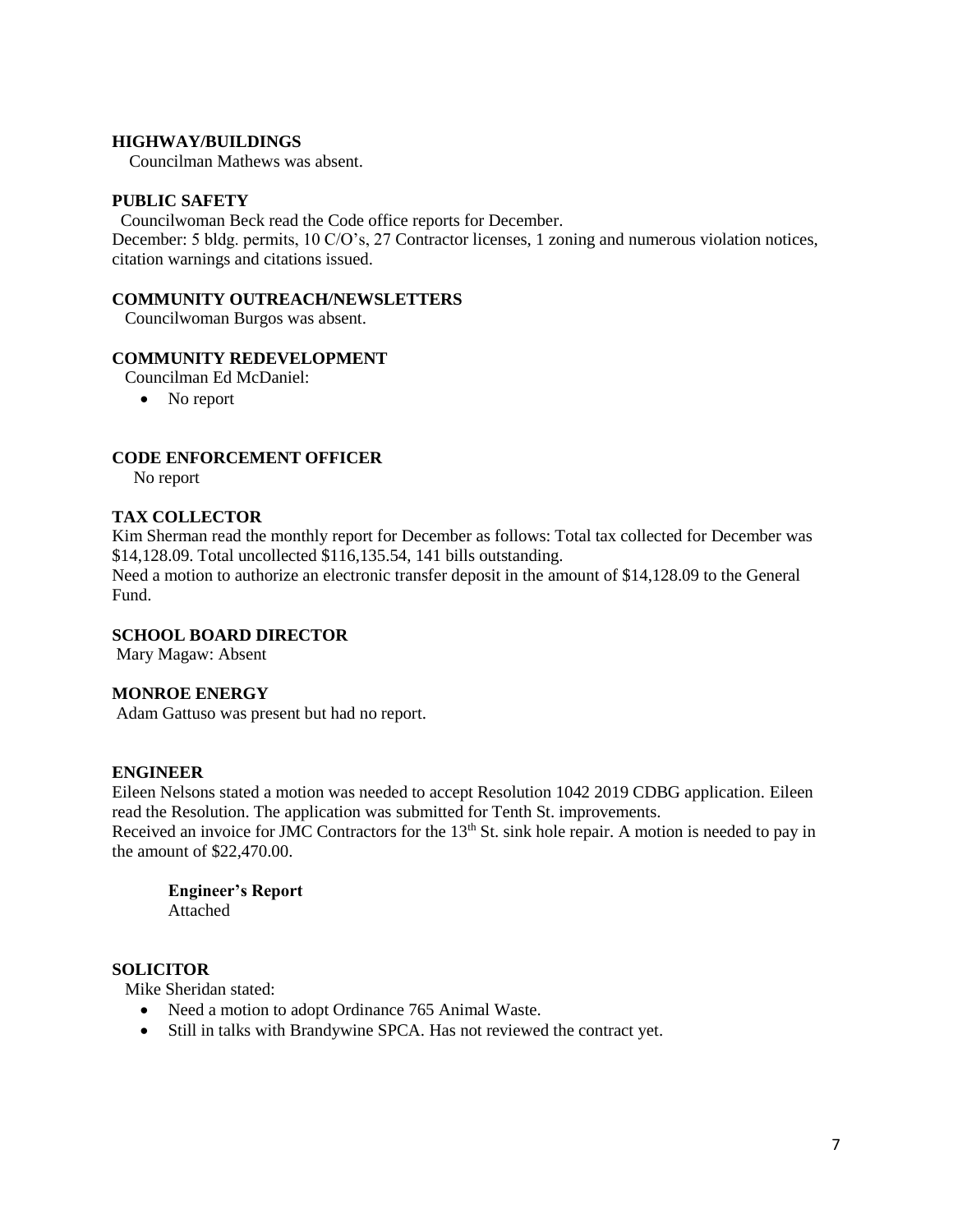**HIGHWAY/BUILDINGS**

Councilman Mathews was absent.

**PUBLIC SAFETY**

Councilwoman Beck read the Code office reports for December.
December: 5 bldg. permits, 10 C/O's, 27 Contractor licenses, 1 zoning and numerous violation notices, citation warnings and citations issued.

**COMMUNITY OUTREACH/NEWSLETTERS**

Councilwoman Burgos was absent.

**COMMUNITY REDEVELOPMENT**

Councilman Ed McDaniel:

- No report

**CODE ENFORCEMENT OFFICER**

No report

**TAX COLLECTOR**

Kim Sherman read the monthly report for December as follows: Total tax collected for December was $14,128.09. Total uncollected $116,135.54, 141 bills outstanding.
Need a motion to authorize an electronic transfer deposit in the amount of $14,128.09 to the General Fund.

**SCHOOL BOARD DIRECTOR**

Mary Magaw: Absent

**MONROE ENERGY**

Adam Gattuso was present but had no report.

**ENGINEER**

Eileen Nelsons stated a motion was needed to accept Resolution 1042 2019 CDBG application. Eileen read the Resolution. The application was submitted for Tenth St. improvements.
Received an invoice for JMC Contractors for the 13th St. sink hole repair. A motion is needed to pay in the amount of $22,470.00.

**Engineer's Report**
Attached

**SOLICITOR**

Mike Sheridan stated:

- Need a motion to adopt Ordinance 765 Animal Waste.
- Still in talks with Brandywine SPCA. Has not reviewed the contract yet.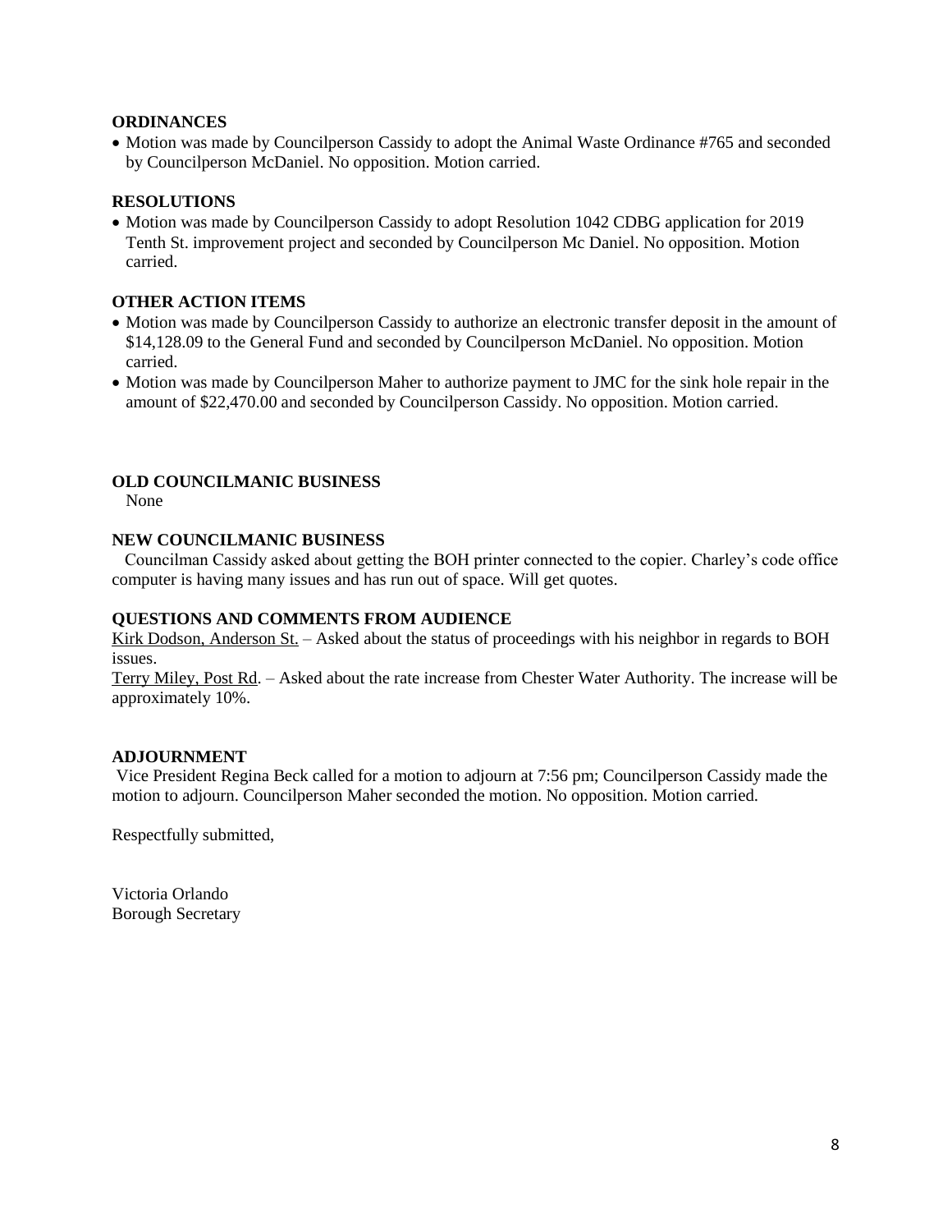**ORDINANCES**

- Motion was made by Councilperson Cassidy to adopt the Animal Waste Ordinance #765 and seconded by Councilperson McDaniel. No opposition. Motion carried.

**RESOLUTIONS**

- Motion was made by Councilperson Cassidy to adopt Resolution 1042 CDBG application for 2019 Tenth St. improvement project and seconded by Councilperson Mc Daniel. No opposition. Motion carried.

**OTHER ACTION ITEMS**

- Motion was made by Councilperson Cassidy to authorize an electronic transfer deposit in the amount of $14,128.09 to the General Fund and seconded by Councilperson McDaniel. No opposition. Motion carried.
- Motion was made by Councilperson Maher to authorize payment to JMC for the sink hole repair in the amount of $22,470.00 and seconded by Councilperson Cassidy. No opposition. Motion carried.

**OLD COUNCILMANIC BUSINESS**

None

**NEW COUNCILMANIC BUSINESS**

Councilman Cassidy asked about getting the BOH printer connected to the copier. Charley's code office computer is having many issues and has run out of space. Will get quotes.

**QUESTIONS AND COMMENTS FROM AUDIENCE**

Kirk Dodson, Anderson St. – Asked about the status of proceedings with his neighbor in regards to BOH issues.

Terry Miley, Post Rd. – Asked about the rate increase from Chester Water Authority. The increase will be approximately 10%.

**ADJOURNMENT**

Vice President Regina Beck called for a motion to adjourn at 7:56 pm; Councilperson Cassidy made the motion to adjourn. Councilperson Maher seconded the motion. No opposition. Motion carried.

Respectfully submitted,

Victoria Orlando
Borough Secretary